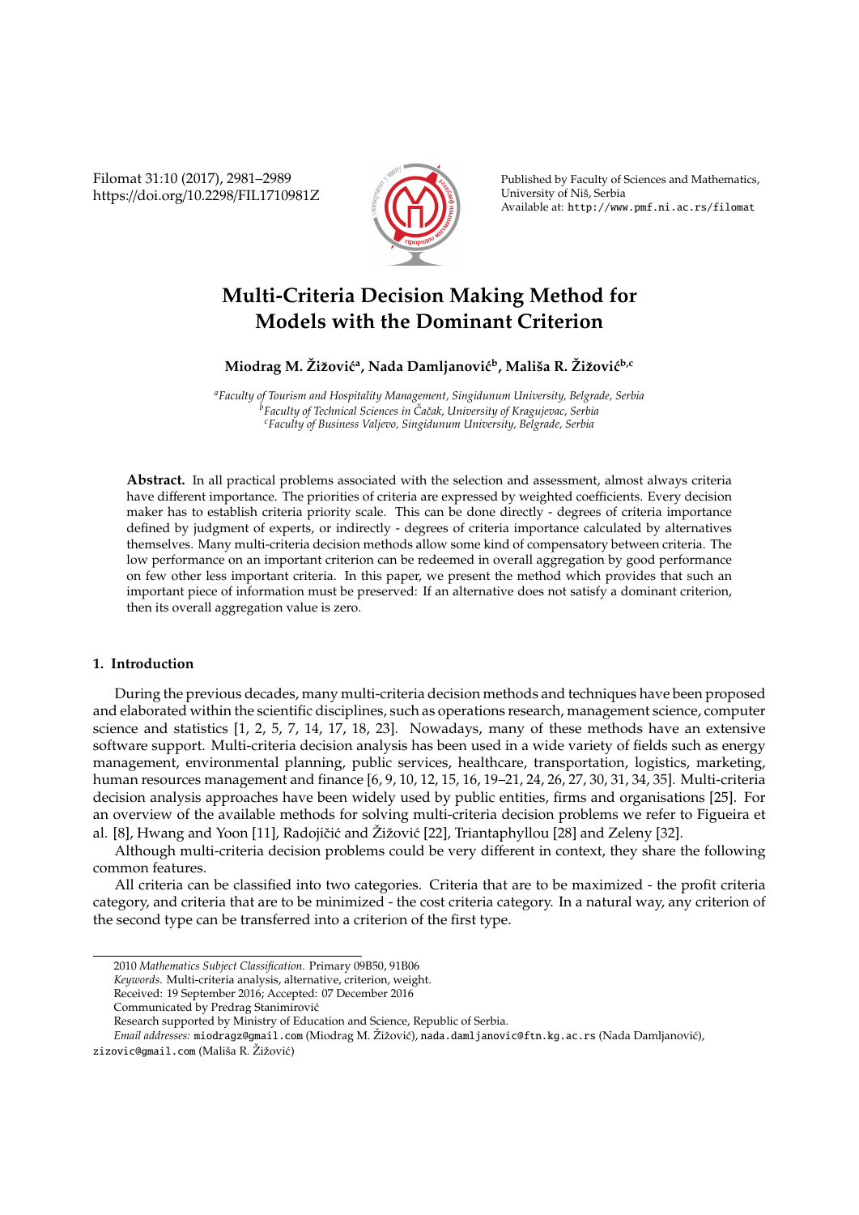# Multi-Criteria Decision Making Method for Models with the Dominant Criterion

**Miodrag M. Žižović[a], Nada Damljanović[b], Mališa R. Žižović[b,c]**

[a]*Faculty of Tourism and Hospitality Management, Singidunum University, Belgrade, Serbia*
[b]*Faculty of Technical Sciences in Čačak, University of Kragujevac, Serbia*
[c]*Faculty of Business Valjevo, Singidunum University, Belgrade, Serbia*

**Abstract.** In all practical problems associated with the selection and assessment, almost always criteria have different importance. The priorities of criteria are expressed by weighted coefficients. Every decision maker has to establish criteria priority scale. This can be done directly - degrees of criteria importance defined by judgment of experts, or indirectly - degrees of criteria importance calculated by alternatives themselves. Many multi-criteria decision methods allow some kind of compensatory between criteria. The low performance on an important criterion can be redeemed in overall aggregation by good performance on few other less important criteria. In this paper, we present the method which provides that such an important piece of information must be preserved: If an alternative does not satisfy a dominant criterion, then its overall aggregation value is zero.

## 1. Introduction

During the previous decades, many multi-criteria decision methods and techniques have been proposed and elaborated within the scientific disciplines, such as operations research, management science, computer science and statistics [1, 2, 5, 7, 14, 17, 18, 23]. Nowadays, many of these methods have an extensive software support. Multi-criteria decision analysis has been used in a wide variety of fields such as energy management, environmental planning, public services, healthcare, transportation, logistics, marketing, human resources management and finance [6, 9, 10, 12, 15, 16, 19–21, 24, 26, 27, 30, 31, 34, 35]. Multi-criteria decision analysis approaches have been widely used by public entities, firms and organisations [25]. For an overview of the available methods for solving multi-criteria decision problems we refer to Figueira et al. [8], Hwang and Yoon [11], Radojičić and Žižović [22], Triantaphyllou [28] and Zeleny [32].

Although multi-criteria decision problems could be very different in context, they share the following common features.

All criteria can be classified into two categories. Criteria that are to be maximized - the profit criteria category, and criteria that are to be minimized - the cost criteria category. In a natural way, any criterion of the second type can be transferred into a criterion of the first type.

---

2010 *Mathematics Subject Classification*. Primary 09B50, 91B06

*Keywords*. Multi-criteria analysis, alternative, criterion, weight.

Received: 19 September 2016; Accepted: 07 December 2016

Communicated by Predrag Stanimirović

Research supported by Ministry of Education and Science, Republic of Serbia.

*Email addresses:* miodragz@gmail.com (Miodrag M. Žižović), nada.damljanovic@ftn.kg.ac.rs (Nada Damljanović), zizovic@gmail.com (Mališa R. Žižović)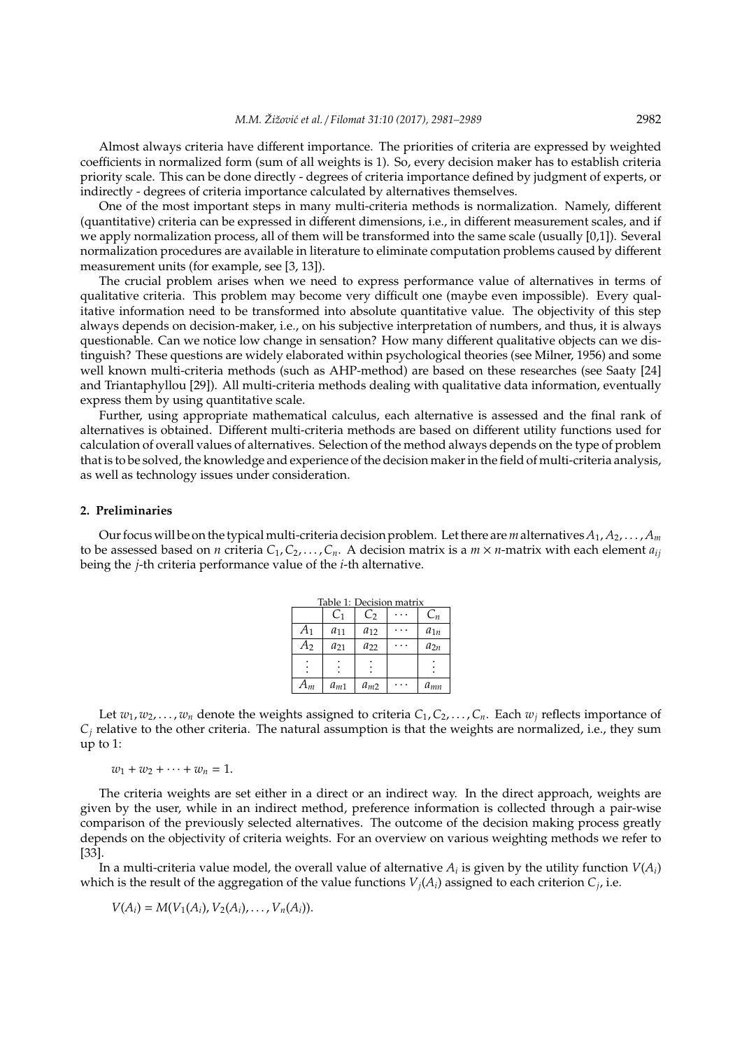Almost always criteria have different importance. The priorities of criteria are expressed by weighted coefficients in normalized form (sum of all weights is 1). So, every decision maker has to establish criteria priority scale. This can be done directly - degrees of criteria importance defined by judgment of experts, or indirectly - degrees of criteria importance calculated by alternatives themselves.

One of the most important steps in many multi-criteria methods is normalization. Namely, different (quantitative) criteria can be expressed in different dimensions, i.e., in different measurement scales, and if we apply normalization process, all of them will be transformed into the same scale (usually [0,1]). Several normalization procedures are available in literature to eliminate computation problems caused by different measurement units (for example, see [3, 13]).

The crucial problem arises when we need to express performance value of alternatives in terms of qualitative criteria. This problem may become very difficult one (maybe even impossible). Every qualitative information need to be transformed into absolute quantitative value. The objectivity of this step always depends on decision-maker, i.e., on his subjective interpretation of numbers, and thus, it is always questionable. Can we notice low change in sensation? How many different qualitative objects can we distinguish? These questions are widely elaborated within psychological theories (see Milner, 1956) and some well known multi-criteria methods (such as AHP-method) are based on these researches (see Saaty [24] and Triantaphyllou [29]). All multi-criteria methods dealing with qualitative data information, eventually express them by using quantitative scale.

Further, using appropriate mathematical calculus, each alternative is assessed and the final rank of alternatives is obtained. Different multi-criteria methods are based on different utility functions used for calculation of overall values of alternatives. Selection of the method always depends on the type of problem that is to be solved, the knowledge and experience of the decision maker in the field of multi-criteria analysis, as well as technology issues under consideration.

## 2. Preliminaries

Our focus will be on the typical multi-criteria decision problem. Let there are $m$ alternatives $A_1, A_2, \ldots, A_m$ to be assessed based on $n$ criteria $C_1, C_2, \ldots, C_n$. A decision matrix is a $m \times n$-matrix with each element $a_{ij}$ being the $j$-th criteria performance value of the $i$-th alternative.

Table 1: Decision matrix

| | $C_1$ | $C_2$ | $\cdots$ | $C_n$ |
|---|---|---|---|---|
| $A_1$ | $a_{11}$ | $a_{12}$ | $\cdots$ | $a_{1n}$ |
| $A_2$ | $a_{21}$ | $a_{22}$ | $\cdots$ | $a_{2n}$ |
| $\vdots$ | $\vdots$ | $\vdots$ | | $\vdots$ |
| $A_m$ | $a_{m1}$ | $a_{m2}$ | $\cdots$ | $a_{mn}$ |

Let $w_1, w_2, \ldots, w_n$ denote the weights assigned to criteria $C_1, C_2, \ldots, C_n$. Each $w_j$ reflects importance of $C_j$ relative to the other criteria. The natural assumption is that the weights are normalized, i.e., they sum up to 1:

$$w_1 + w_2 + \cdots + w_n = 1.$$

The criteria weights are set either in a direct or an indirect way. In the direct approach, weights are given by the user, while in an indirect method, preference information is collected through a pair-wise comparison of the previously selected alternatives. The outcome of the decision making process greatly depends on the objectivity of criteria weights. For an overview on various weighting methods we refer to [33].

In a multi-criteria value model, the overall value of alternative $A_i$ is given by the utility function $V(A_i)$ which is the result of the aggregation of the value functions $V_j(A_i)$ assigned to each criterion $C_j$, i.e.

$$V(A_i) = M(V_1(A_i), V_2(A_i), \ldots, V_n(A_i)).$$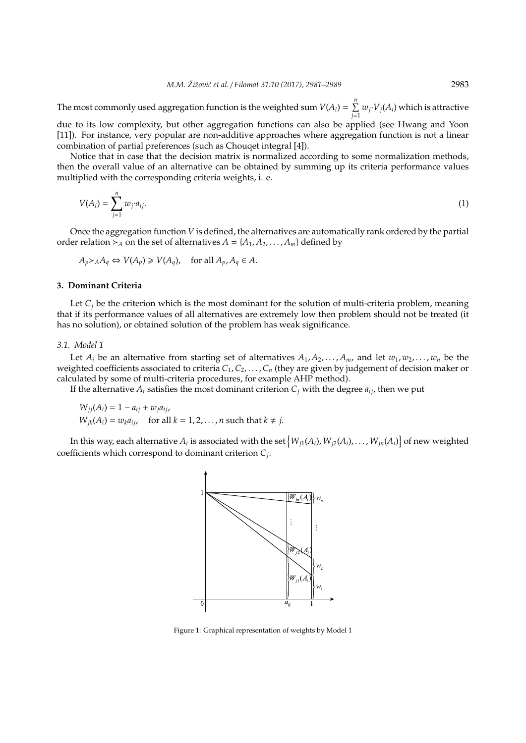The most commonly used aggregation function is the weighted sum $V(A_i) = \sum_{j=1}^{n} w_j \cdot V_j(A_i)$ which is attractive due to its low complexity, but other aggregation functions can also be applied (see Hwang and Yoon [11]). For instance, very popular are non-additive approaches where aggregation function is not a linear combination of partial preferences (such as Chouqet integral [4]).

Notice that in case that the decision matrix is normalized according to some normalization methods, then the overall value of an alternative can be obtained by summing up its criteria performance values multiplied with the corresponding criteria weights, i. e.

$$V(A_i) = \sum_{j=1}^{n} w_j \cdot a_{ij}. \tag{1}$$

Once the aggregation function $V$ is defined, the alternatives are automatically rank ordered by the partial order relation $\succ_A$ on the set of alternatives $A = \{A_1, A_2, \ldots, A_m\}$ defined by

$$A_p \succ_A A_q \Leftrightarrow V(A_p) \geqslant V(A_q), \quad \text{for all } A_p, A_q \in A.$$

## 3. Dominant Criteria

Let $C_j$ be the criterion which is the most dominant for the solution of multi-criteria problem, meaning that if its performance values of all alternatives are extremely low then problem should not be treated (it has no solution), or obtained solution of the problem has weak significance.

### 3.1. Model 1

Let $A_i$ be an alternative from starting set of alternatives $A_1, A_2, \ldots, A_m$, and let $w_1, w_2, \ldots, w_n$ be the weighted coefficients associated to criteria $C_1, C_2, \ldots, C_n$ (they are given by judgement of decision maker or calculated by some of multi-criteria procedures, for example AHP method).

If the alternative $A_i$ satisfies the most dominant criterion $C_j$ with the degree $a_{ij}$, then we put

$$W_{jj}(A_i) = 1 - a_{ij} + w_j a_{ij},$$
$$W_{jk}(A_i) = w_k a_{ij}, \quad \text{for all } k = 1, 2, \ldots, n \text{ such that } k \neq j.$$

In this way, each alternative $A_i$ is associated with the set $\{W_{j1}(A_i), W_{j2}(A_i), \ldots, W_{jn}(A_i)\}$ of new weighted coefficients which correspond to dominant criterion $C_j$.

Figure 1: Graphical representation of weights by Model 1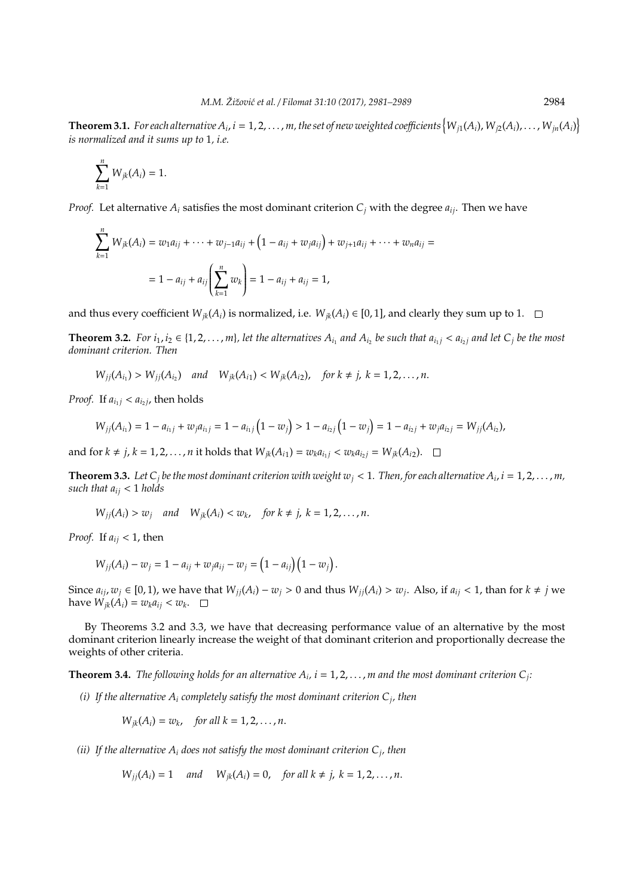**Theorem 3.1.** *For each alternative $A_i$, $i = 1, 2, \ldots, m$, the set of new weighted coefficients $\left\{W_{j1}(A_i), W_{j2}(A_i), \ldots, W_{jn}(A_i)\right\}$ is normalized and it sums up to 1, i.e.*

$$\sum_{k=1}^{n} W_{jk}(A_i) = 1.$$

*Proof.* Let alternative $A_i$ satisfies the most dominant criterion $C_j$ with the degree $a_{ij}$. Then we have

$$\sum_{k=1}^{n} W_{jk}(A_i) = w_1 a_{ij} + \cdots + w_{j-1} a_{ij} + \left(1 - a_{ij} + w_j a_{ij}\right) + w_{j+1} a_{ij} + \cdots + w_n a_{ij} =$$

$$= 1 - a_{ij} + a_{ij}\left(\sum_{k=1}^{n} w_k\right) = 1 - a_{ij} + a_{ij} = 1,$$

and thus every coefficient $W_{jk}(A_i)$ is normalized, i.e. $W_{jk}(A_i) \in [0, 1]$, and clearly they sum up to 1. □

**Theorem 3.2.** *For $i_1, i_2 \in \{1, 2, \ldots, m\}$, let the alternatives $A_{i_1}$ and $A_{i_2}$ be such that $a_{i_1 j} < a_{i_2 j}$ and let $C_j$ be the most dominant criterion. Then*

$$W_{jj}(A_{i_1}) > W_{jj}(A_{i_2}) \quad and \quad W_{jk}(A_{i1}) < W_{jk}(A_{i2}), \quad for\ k \neq j,\ k = 1, 2, \ldots, n.$$

*Proof.* If $a_{i_1 j} < a_{i_2 j}$, then holds

$$W_{jj}(A_{i_1}) = 1 - a_{i_1 j} + w_j a_{i_1 j} = 1 - a_{i_1 j}\left(1 - w_j\right) > 1 - a_{i_2 j}\left(1 - w_j\right) = 1 - a_{i_2 j} + w_j a_{i_2 j} = W_{jj}(A_{i_2}),$$

and for $k \neq j$, $k = 1, 2, \ldots, n$ it holds that $W_{jk}(A_{i1}) = w_k a_{i_1 j} < w_k a_{i_2 j} = W_{jk}(A_{i2})$. □

**Theorem 3.3.** *Let $C_j$ be the most dominant criterion with weight $w_j < 1$. Then, for each alternative $A_i$, $i = 1, 2, \ldots, m$, such that $a_{ij} < 1$ holds*

$$W_{jj}(A_i) > w_j \quad and \quad W_{jk}(A_i) < w_k, \quad for\ k \neq j,\ k = 1, 2, \ldots, n.$$

*Proof.* If $a_{ij} < 1$, then

$$W_{jj}(A_i) - w_j = 1 - a_{ij} + w_j a_{ij} - w_j = \left(1 - a_{ij}\right)\left(1 - w_j\right).$$

Since $a_{ij}, w_j \in [0, 1)$, we have that $W_{jj}(A_i) - w_j > 0$ and thus $W_{jj}(A_i) > w_j$. Also, if $a_{ij} < 1$, than for $k \neq j$ we have $W_{jk}(A_i) = w_k a_{ij} < w_k$. □

By Theorems 3.2 and 3.3, we have that decreasing performance value of an alternative by the most dominant criterion linearly increase the weight of that dominant criterion and proportionally decrease the weights of other criteria.

**Theorem 3.4.** *The following holds for an alternative $A_i$, $i = 1, 2, \ldots, m$ and the most dominant criterion $C_j$:*

*(i) If the alternative $A_i$ completely satisfy the most dominant criterion $C_j$, then*

$$W_{jk}(A_i) = w_k, \quad for\ all\ k = 1, 2, \ldots, n.$$

*(ii) If the alternative $A_i$ does not satisfy the most dominant criterion $C_j$, then*

$$W_{jj}(A_i) = 1 \quad and \quad W_{jk}(A_i) = 0, \quad for\ all\ k \neq j,\ k = 1, 2, \ldots, n.$$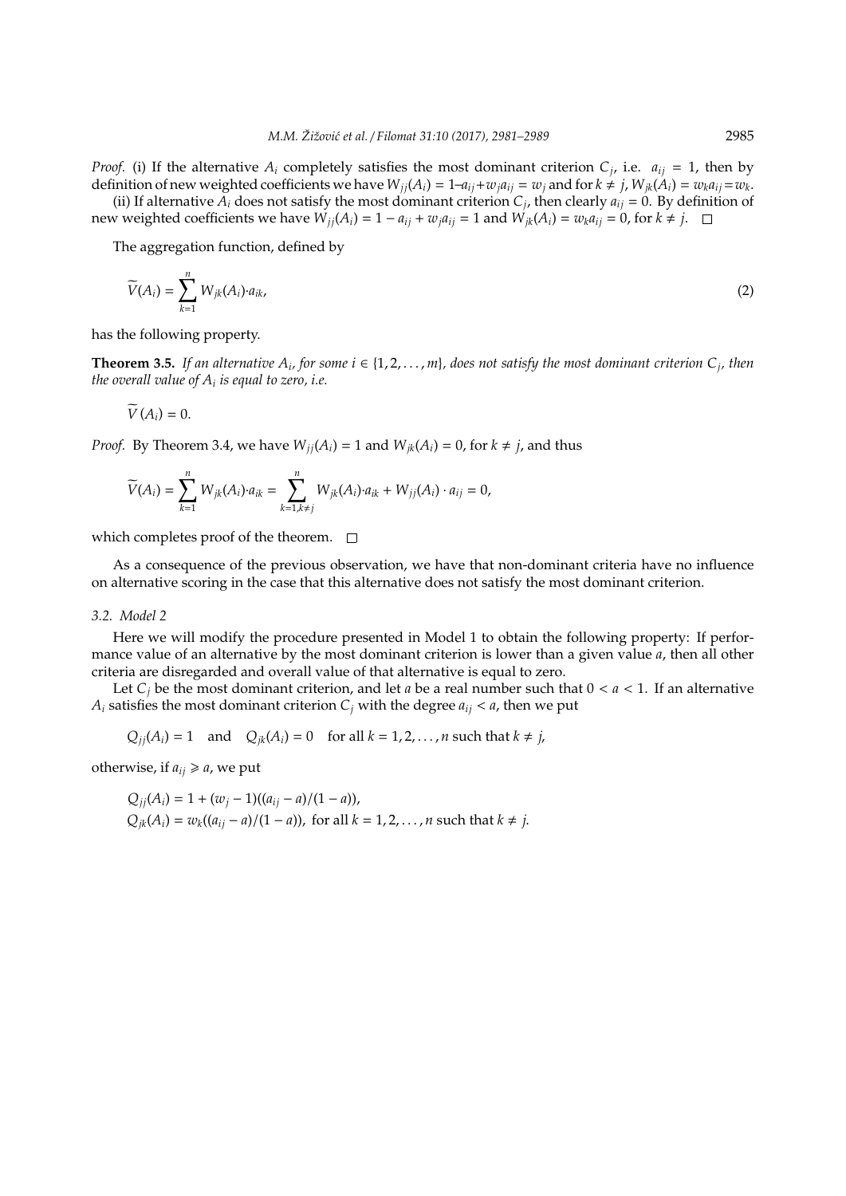*Proof.* (i) If the alternative $A_i$ completely satisfies the most dominant criterion $C_j$, i.e. $a_{ij} = 1$, then by definition of new weighted coefficients we have $W_{jj}(A_i) = 1 - a_{ij} + w_j a_{ij} = w_j$ and for $k \neq j$, $W_{jk}(A_i) = w_k a_{ij} = w_k$.

(ii) If alternative $A_i$ does not satisfy the most dominant criterion $C_j$, then clearly $a_{ij} = 0$. By definition of new weighted coefficients we have $W_{jj}(A_i) = 1 - a_{ij} + w_j a_{ij} = 1$ and $W_{jk}(A_i) = w_k a_{ij} = 0$, for $k \neq j$. □

The aggregation function, defined by

$$\widetilde{V}(A_i) = \sum_{k=1}^{n} W_{jk}(A_i) \cdot a_{ik}, \tag{2}$$

has the following property.

**Theorem 3.5.** *If an alternative $A_i$, for some $i \in \{1, 2, \ldots, m\}$, does not satisfy the most dominant criterion $C_j$, then the overall value of $A_i$ is equal to zero, i.e.*

$$\widetilde{V}(A_i) = 0.$$

*Proof.* By Theorem 3.4, we have $W_{jj}(A_i) = 1$ and $W_{jk}(A_i) = 0$, for $k \neq j$, and thus

$$\widetilde{V}(A_i) = \sum_{k=1}^{n} W_{jk}(A_i) \cdot a_{ik} = \sum_{k=1, k \neq j}^{n} W_{jk}(A_i) \cdot a_{ik} + W_{jj}(A_i) \cdot a_{ij} = 0,$$

which completes proof of the theorem. □

As a consequence of the previous observation, we have that non-dominant criteria have no influence on alternative scoring in the case that this alternative does not satisfy the most dominant criterion.

### 3.2. Model 2

Here we will modify the procedure presented in Model 1 to obtain the following property: If performance value of an alternative by the most dominant criterion is lower than a given value $a$, then all other criteria are disregarded and overall value of that alternative is equal to zero.

Let $C_j$ be the most dominant criterion, and let $a$ be a real number such that $0 < a < 1$. If an alternative $A_i$ satisfies the most dominant criterion $C_j$ with the degree $a_{ij} < a$, then we put

$$Q_{jj}(A_i) = 1 \quad \text{and} \quad Q_{jk}(A_i) = 0 \quad \text{for all } k = 1, 2, \ldots, n \text{ such that } k \neq j,$$

otherwise, if $a_{ij} \geqslant a$, we put

$$Q_{jj}(A_i) = 1 + (w_j - 1)((a_{ij} - a)/(1 - a)),$$
$$Q_{jk}(A_i) = w_k((a_{ij} - a)/(1 - a)), \text{ for all } k = 1, 2, \ldots, n \text{ such that } k \neq j.$$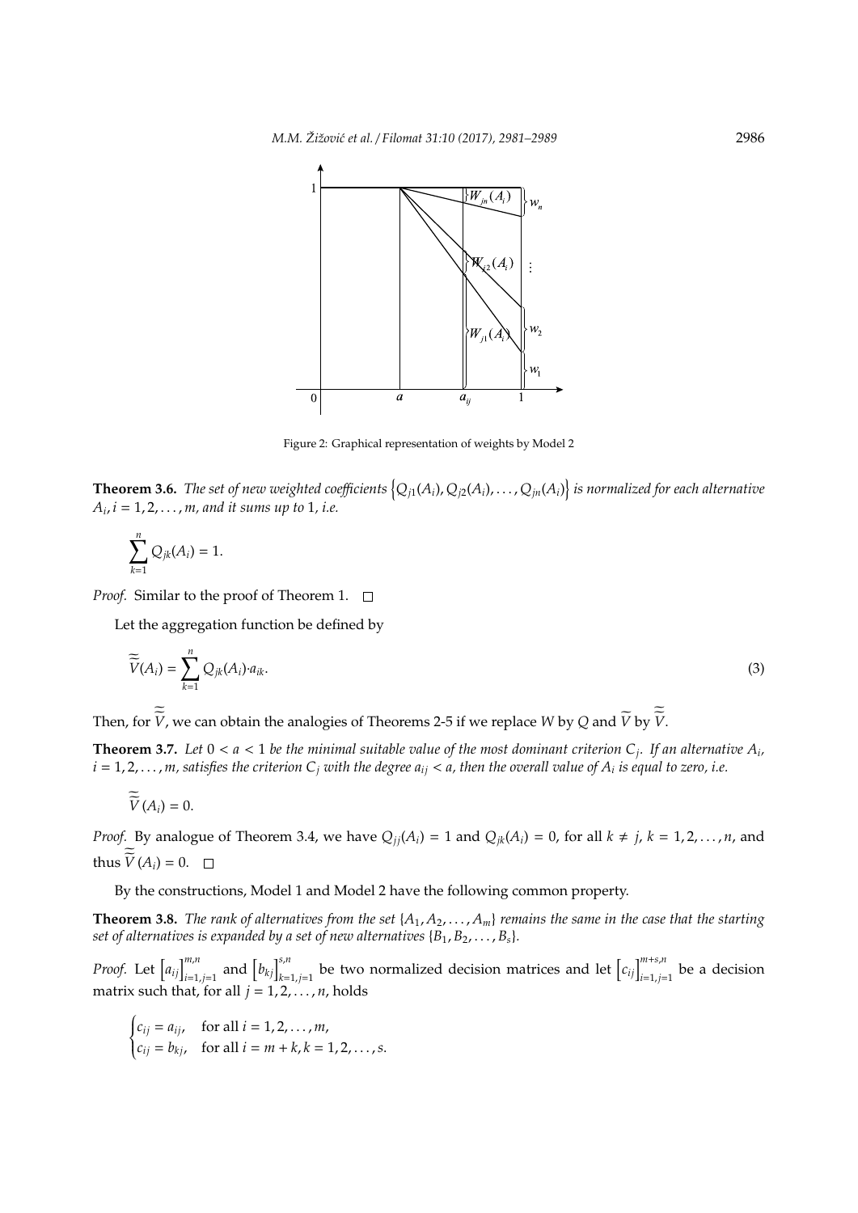Figure 2: Graphical representation of weights by Model 2

**Theorem 3.6.** *The set of new weighted coefficients* $\left\{Q_{j1}(A_i), Q_{j2}(A_i), \ldots, Q_{jn}(A_i)\right\}$ *is normalized for each alternative* $A_i, i = 1, 2, \ldots, m$*, and it sums up to* 1*, i.e.*

$$\sum_{k=1}^{n} Q_{jk}(A_i) = 1.$$

*Proof.* Similar to the proof of Theorem 1. □

Let the aggregation function be defined by

$$\widetilde{\widetilde{V}}(A_i) = \sum_{k=1}^{n} Q_{jk}(A_i) \cdot a_{ik}. \tag{3}$$

Then, for $\widetilde{\widetilde{V}}$, we can obtain the analogies of Theorems 2-5 if we replace $W$ by $Q$ and $\widetilde{V}$ by $\widetilde{\widetilde{V}}$.

**Theorem 3.7.** *Let* $0 < a < 1$ *be the minimal suitable value of the most dominant criterion* $C_j$*. If an alternative* $A_i$*,* $i = 1, 2, \ldots, m$*, satisfies the criterion* $C_j$ *with the degree* $a_{ij} < a$*, then the overall value of* $A_i$ *is equal to zero, i.e.*

$$\widetilde{\widetilde{V}}(A_i) = 0.$$

*Proof.* By analogue of Theorem 3.4, we have $Q_{jj}(A_i) = 1$ and $Q_{jk}(A_i) = 0$, for all $k \neq j$, $k = 1, 2, \ldots, n$, and thus $\widetilde{\widetilde{V}}(A_i) = 0$. □

By the constructions, Model 1 and Model 2 have the following common property.

**Theorem 3.8.** *The rank of alternatives from the set* $\{A_1, A_2, \ldots, A_m\}$ *remains the same in the case that the starting set of alternatives is expanded by a set of new alternatives* $\{B_1, B_2, \ldots, B_s\}$*.*

*Proof.* Let $\left[a_{ij}\right]_{i=1,j=1}^{m,n}$ and $\left[b_{kj}\right]_{k=1,j=1}^{s,n}$ be two normalized decision matrices and let $\left[c_{ij}\right]_{i=1,j=1}^{m+s,n}$ be a decision matrix such that, for all $j = 1, 2, \ldots, n$, holds

$$\begin{cases} c_{ij} = a_{ij}, & \text{for all } i = 1, 2, \ldots, m, \\ c_{ij} = b_{kj}, & \text{for all } i = m + k, k = 1, 2, \ldots, s. \end{cases}$$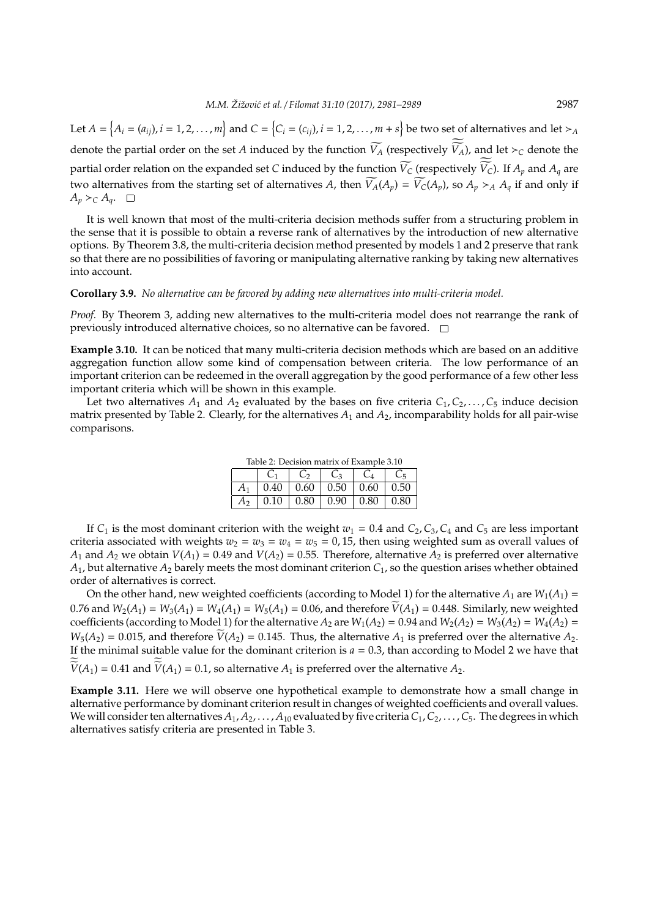Let $A = \left\{A_i = (a_{ij}), i = 1, 2, \ldots, m\right\}$ and $C = \left\{C_i = (c_{ij}), i = 1, 2, \ldots, m + s\right\}$ be two set of alternatives and let $\succ_A$ denote the partial order on the set $A$ induced by the function $\widetilde{V_A}$ (respectively $\widetilde{\widetilde{V_A}}$), and let $\succ_C$ denote the partial order relation on the expanded set $C$ induced by the function $\widetilde{V_C}$ (respectively $\widetilde{\widetilde{V_C}}$). If $A_p$ and $A_q$ are two alternatives from the starting set of alternatives $A$, then $\widetilde{V_A}(A_p) = \widetilde{V_C}(A_p)$, so $A_p \succ_A A_q$ if and only if $A_p \succ_C A_q$. □

It is well known that most of the multi-criteria decision methods suffer from a structuring problem in the sense that it is possible to obtain a reverse rank of alternatives by the introduction of new alternative options. By Theorem 3.8, the multi-criteria decision method presented by models 1 and 2 preserve that rank so that there are no possibilities of favoring or manipulating alternative ranking by taking new alternatives into account.

**Corollary 3.9.** *No alternative can be favored by adding new alternatives into multi-criteria model.*

*Proof.* By Theorem 3, adding new alternatives to the multi-criteria model does not rearrange the rank of previously introduced alternative choices, so no alternative can be favored. □

**Example 3.10.** It can be noticed that many multi-criteria decision methods which are based on an additive aggregation function allow some kind of compensation between criteria. The low performance of an important criterion can be redeemed in the overall aggregation by the good performance of a few other less important criteria which will be shown in this example.

Let two alternatives $A_1$ and $A_2$ evaluated by the bases on five criteria $C_1, C_2, \ldots, C_5$ induce decision matrix presented by Table 2. Clearly, for the alternatives $A_1$ and $A_2$, incomparability holds for all pair-wise comparisons.

Table 2: Decision matrix of Example 3.10

| | $C_1$ | $C_2$ | $C_3$ | $C_4$ | $C_5$ |
|---|---|---|---|---|---|
| $A_1$ | 0.40 | 0.60 | 0.50 | 0.60 | 0.50 |
| $A_2$ | 0.10 | 0.80 | 0.90 | 0.80 | 0.80 |

If $C_1$ is the most dominant criterion with the weight $w_1 = 0.4$ and $C_2, C_3, C_4$ and $C_5$ are less important criteria associated with weights $w_2 = w_3 = w_4 = w_5 = 0,15$, then using weighted sum as overall values of $A_1$ and $A_2$ we obtain $V(A_1) = 0.49$ and $V(A_2) = 0.55$. Therefore, alternative $A_2$ is preferred over alternative $A_1$, but alternative $A_2$ barely meets the most dominant criterion $C_1$, so the question arises whether obtained order of alternatives is correct.

On the other hand, new weighted coefficients (according to Model 1) for the alternative $A_1$ are $W_1(A_1) = 0.76$ and $W_2(A_1) = W_3(A_1) = W_4(A_1) = W_5(A_1) = 0.06$, and therefore $\widetilde{V}(A_1) = 0.448$. Similarly, new weighted coefficients (according to Model 1) for the alternative $A_2$ are $W_1(A_2) = 0.94$ and $W_2(A_2) = W_3(A_2) = W_4(A_2) = W_5(A_2) = 0.015$, and therefore $\widetilde{V}(A_2) = 0.145$. Thus, the alternative $A_1$ is preferred over the alternative $A_2$. If the minimal suitable value for the dominant criterion is $a = 0.3$, than according to Model 2 we have that $\widetilde{\widetilde{V}}(A_1) = 0.41$ and $\widetilde{\widetilde{V}}(A_1) = 0.1$, so alternative $A_1$ is preferred over the alternative $A_2$.

**Example 3.11.** Here we will observe one hypothetical example to demonstrate how a small change in alternative performance by dominant criterion result in changes of weighted coefficients and overall values. We will consider ten alternatives $A_1, A_2, \ldots, A_{10}$ evaluated by five criteria $C_1, C_2, \ldots, C_5$. The degrees in which alternatives satisfy criteria are presented in Table 3.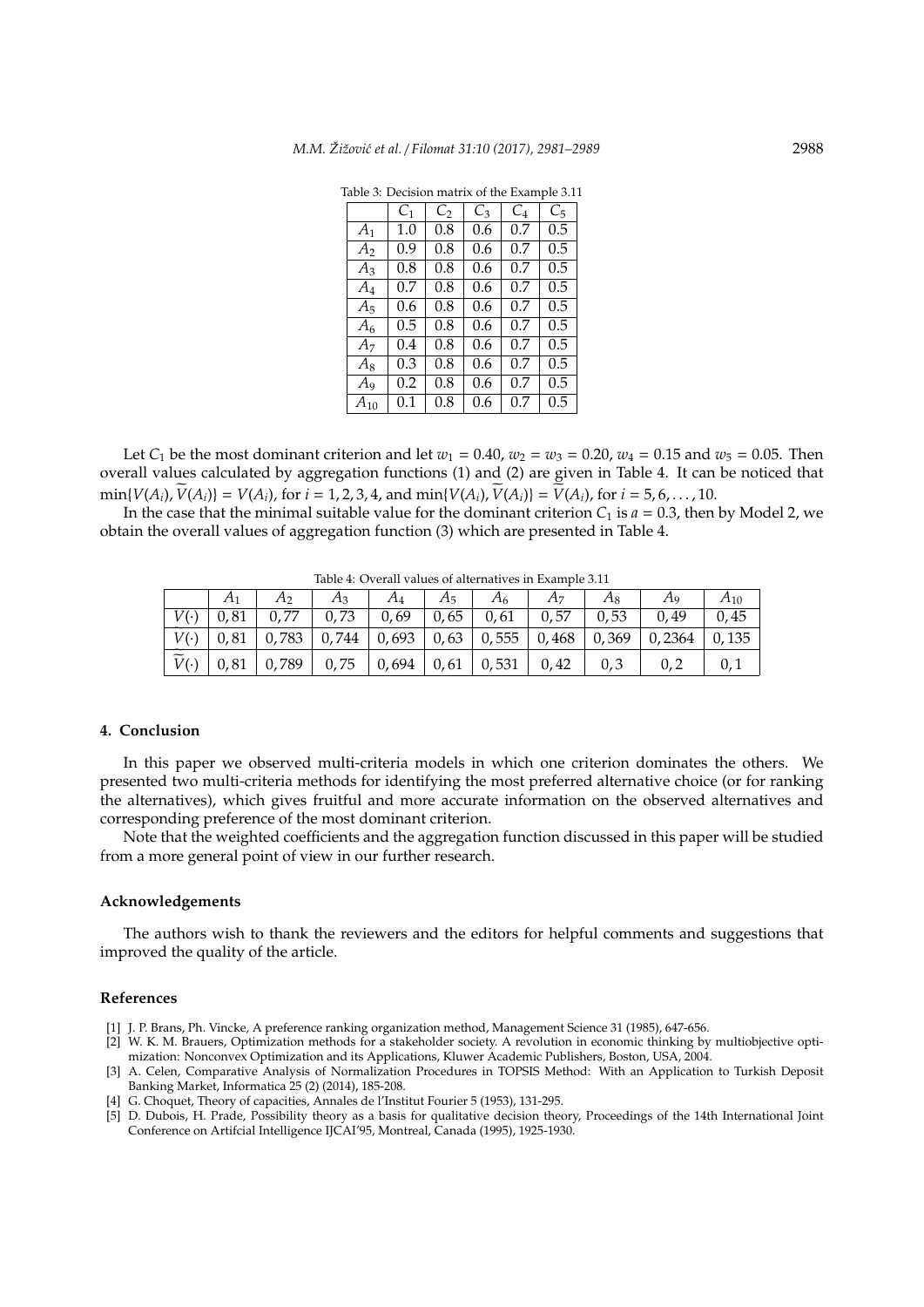Table 3: Decision matrix of the Example 3.11

| | $C_1$ | $C_2$ | $C_3$ | $C_4$ | $C_5$ |
|---|---|---|---|---|---|
| $A_1$ | 1.0 | 0.8 | 0.6 | 0.7 | 0.5 |
| $A_2$ | 0.9 | 0.8 | 0.6 | 0.7 | 0.5 |
| $A_3$ | 0.8 | 0.8 | 0.6 | 0.7 | 0.5 |
| $A_4$ | 0.7 | 0.8 | 0.6 | 0.7 | 0.5 |
| $A_5$ | 0.6 | 0.8 | 0.6 | 0.7 | 0.5 |
| $A_6$ | 0.5 | 0.8 | 0.6 | 0.7 | 0.5 |
| $A_7$ | 0.4 | 0.8 | 0.6 | 0.7 | 0.5 |
| $A_8$ | 0.3 | 0.8 | 0.6 | 0.7 | 0.5 |
| $A_9$ | 0.2 | 0.8 | 0.6 | 0.7 | 0.5 |
| $A_{10}$ | 0.1 | 0.8 | 0.6 | 0.7 | 0.5 |

Let $C_1$ be the most dominant criterion and let $w_1 = 0.40$, $w_2 = w_3 = 0.20$, $w_4 = 0.15$ and $w_5 = 0.05$. Then overall values calculated by aggregation functions (1) and (2) are given in Table 4. It can be noticed that $\min\{V(A_i), \widetilde{V}(A_i)\} = V(A_i)$, for $i = 1, 2, 3, 4$, and $\min\{V(A_i), \widetilde{V}(A_i)\} = \widetilde{V}(A_i)$, for $i = 5, 6, \ldots, 10$.

In the case that the minimal suitable value for the dominant criterion $C_1$ is $a = 0.3$, then by Model 2, we obtain the overall values of aggregation function (3) which are presented in Table 4.

Table 4: Overall values of alternatives in Example 3.11

| | $A_1$ | $A_2$ | $A_3$ | $A_4$ | $A_5$ | $A_6$ | $A_7$ | $A_8$ | $A_9$ | $A_{10}$ |
|---|---|---|---|---|---|---|---|---|---|---|
| $V(\cdot)$ | 0,81 | 0,77 | 0,73 | 0,69 | 0,65 | 0,61 | 0,57 | 0,53 | 0,49 | 0,45 |
| $\widetilde{V}(\cdot)$ | 0,81 | 0,783 | 0,744 | 0,693 | 0,63 | 0,555 | 0,468 | 0,369 | 0,2364 | 0,135 |
| $\widetilde{\widetilde{V}}(\cdot)$ | 0,81 | 0,789 | 0,75 | 0,694 | 0,61 | 0,531 | 0,42 | 0,3 | 0,2 | 0,1 |

## 4. Conclusion

In this paper we observed multi-criteria models in which one criterion dominates the others. We presented two multi-criteria methods for identifying the most preferred alternative choice (or for ranking the alternatives), which gives fruitful and more accurate information on the observed alternatives and corresponding preference of the most dominant criterion.

Note that the weighted coefficients and the aggregation function discussed in this paper will be studied from a more general point of view in our further research.

## Acknowledgements

The authors wish to thank the reviewers and the editors for helpful comments and suggestions that improved the quality of the article.

## References

[1] J. P. Brans, Ph. Vincke, A preference ranking organization method, Management Science 31 (1985), 647-656.

[2] W. K. M. Brauers, Optimization methods for a stakeholder society. A revolution in economic thinking by multiobjective optimization: Nonconvex Optimization and its Applications, Kluwer Academic Publishers, Boston, USA, 2004.

[3] A. Celen, Comparative Analysis of Normalization Procedures in TOPSIS Method: With an Application to Turkish Deposit Banking Market, Informatica 25 (2) (2014), 185-208.

[4] G. Choquet, Theory of capacities, Annales de l'Institut Fourier 5 (1953), 131-295.

[5] D. Dubois, H. Prade, Possibility theory as a basis for qualitative decision theory, Proceedings of the 14th International Joint Conference on Artifcial Intelligence IJCAI'95, Montreal, Canada (1995), 1925-1930.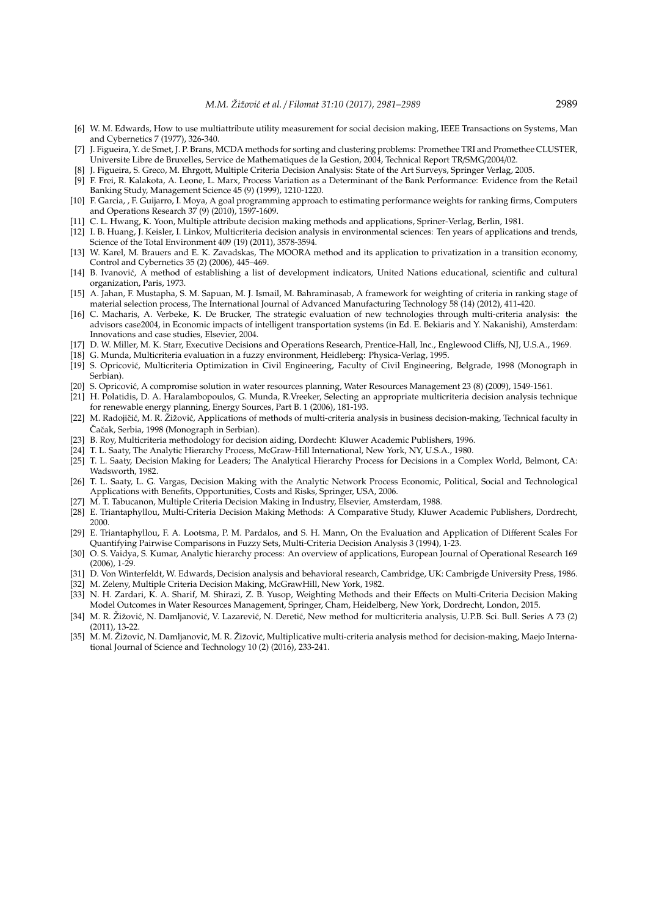[6] W. M. Edwards, How to use multiattribute utility measurement for social decision making, IEEE Transactions on Systems, Man and Cybernetics 7 (1977), 326-340.

[7] J. Figueira, Y. de Smet, J. P. Brans, MCDA methods for sorting and clustering problems: Promethee TRI and Promethee CLUSTER, Universite Libre de Bruxelles, Service de Mathematiques de la Gestion, 2004, Technical Report TR/SMG/2004/02.

[8] J. Figueira, S. Greco, M. Ehrgott, Multiple Criteria Decision Analysis: State of the Art Surveys, Springer Verlag, 2005.

[9] F. Frei, R. Kalakota, A. Leone, L. Marx, Process Variation as a Determinant of the Bank Performance: Evidence from the Retail Banking Study, Management Science 45 (9) (1999), 1210-1220.

[10] F. Garcia, , F. Guijarro, I. Moya, A goal programming approach to estimating performance weights for ranking firms, Computers and Operations Research 37 (9) (2010), 1597-1609.

[11] C. L. Hwang, K. Yoon, Multiple attribute decision making methods and applications, Spriner-Verlag, Berlin, 1981.

[12] I. B. Huang, J. Keisler, I. Linkov, Multicriteria decision analysis in environmental sciences: Ten years of applications and trends, Science of the Total Environment 409 (19) (2011), 3578-3594.

[13] W. Karel, M. Brauers and E. K. Zavadskas, The MOORA method and its application to privatization in a transition economy, Control and Cybernetics 35 (2) (2006), 445–469.

[14] B. Ivanović, A method of establishing a list of development indicators, United Nations educational, scientific and cultural organization, Paris, 1973.

[15] A. Jahan, F. Mustapha, S. M. Sapuan, M. J. Ismail, M. Bahraminasab, A framework for weighting of criteria in ranking stage of material selection process, The International Journal of Advanced Manufacturing Technology 58 (14) (2012), 411-420.

[16] C. Macharis, A. Verbeke, K. De Brucker, The strategic evaluation of new technologies through multi-criteria analysis: the advisors case2004, in Economic impacts of intelligent transportation systems (in Ed. E. Bekiaris and Y. Nakanishi), Amsterdam: Innovations and case studies, Elsevier, 2004.

[17] D. W. Miller, M. K. Starr, Executive Decisions and Operations Research, Prentice-Hall, Inc., Englewood Cliffs, NJ, U.S.A., 1969.

[18] G. Munda, Multicriteria evaluation in a fuzzy environment, Heidleberg: Physica-Verlag, 1995.

[19] S. Opricović, Multicriteria Optimization in Civil Engineering, Faculty of Civil Engineering, Belgrade, 1998 (Monograph in Serbian).

[20] S. Opricović, A compromise solution in water resources planning, Water Resources Management 23 (8) (2009), 1549-1561.

[21] H. Polatidis, D. A. Haralambopoulos, G. Munda, R.Vreeker, Selecting an appropriate multicriteria decision analysis technique for renewable energy planning, Energy Sources, Part B. 1 (2006), 181-193.

[22] M. Radojičić, M. R. Žižović, Applications of methods of multi-criteria analysis in business decision-making, Technical faculty in Čačak, Serbia, 1998 (Monograph in Serbian).

[23] B. Roy, Multicriteria methodology for decision aiding, Dordecht: Kluwer Academic Publishers, 1996.

[24] T. L. Saaty, The Analytic Hierarchy Process, McGraw-Hill International, New York, NY, U.S.A., 1980.

[25] T. L. Saaty, Decision Making for Leaders; The Analytical Hierarchy Process for Decisions in a Complex World, Belmont, CA: Wadsworth, 1982.

[26] T. L. Saaty, L. G. Vargas, Decision Making with the Analytic Network Process Economic, Political, Social and Technological Applications with Benefits, Opportunities, Costs and Risks, Springer, USA, 2006.

[27] M. T. Tabucanon, Multiple Criteria Decision Making in Industry, Elsevier, Amsterdam, 1988.

[28] E. Triantaphyllou, Multi-Criteria Decision Making Methods: A Comparative Study, Kluwer Academic Publishers, Dordrecht, 2000.

[29] E. Triantaphyllou, F. A. Lootsma, P. M. Pardalos, and S. H. Mann, On the Evaluation and Application of Different Scales For Quantifying Pairwise Comparisons in Fuzzy Sets, Multi-Criteria Decision Analysis 3 (1994), 1-23.

[30] O. S. Vaidya, S. Kumar, Analytic hierarchy process: An overview of applications, European Journal of Operational Research 169 (2006), 1-29.

[31] D. Von Winterfeldt, W. Edwards, Decision analysis and behavioral research, Cambridge, UK: Cambrigde University Press, 1986.

[32] M. Zeleny, Multiple Criteria Decision Making, McGrawHill, New York, 1982.

[33] N. H. Zardari, K. A. Sharif, M. Shirazi, Z. B. Yusop, Weighting Methods and their Effects on Multi-Criteria Decision Making Model Outcomes in Water Resources Management, Springer, Cham, Heidelberg, New York, Dordrecht, London, 2015.

[34] M. R. Žižović, N. Damljanović, V. Lazarević, N. Deretić, New method for multicriteria analysis, U.P.B. Sci. Bull. Series A 73 (2) (2011), 13-22.

[35] M. M. Žižović, N. Damljanović, M. R. Žižović, Multiplicative multi-criteria analysis method for decision-making, Maejo International Journal of Science and Technology 10 (2) (2016), 233-241.